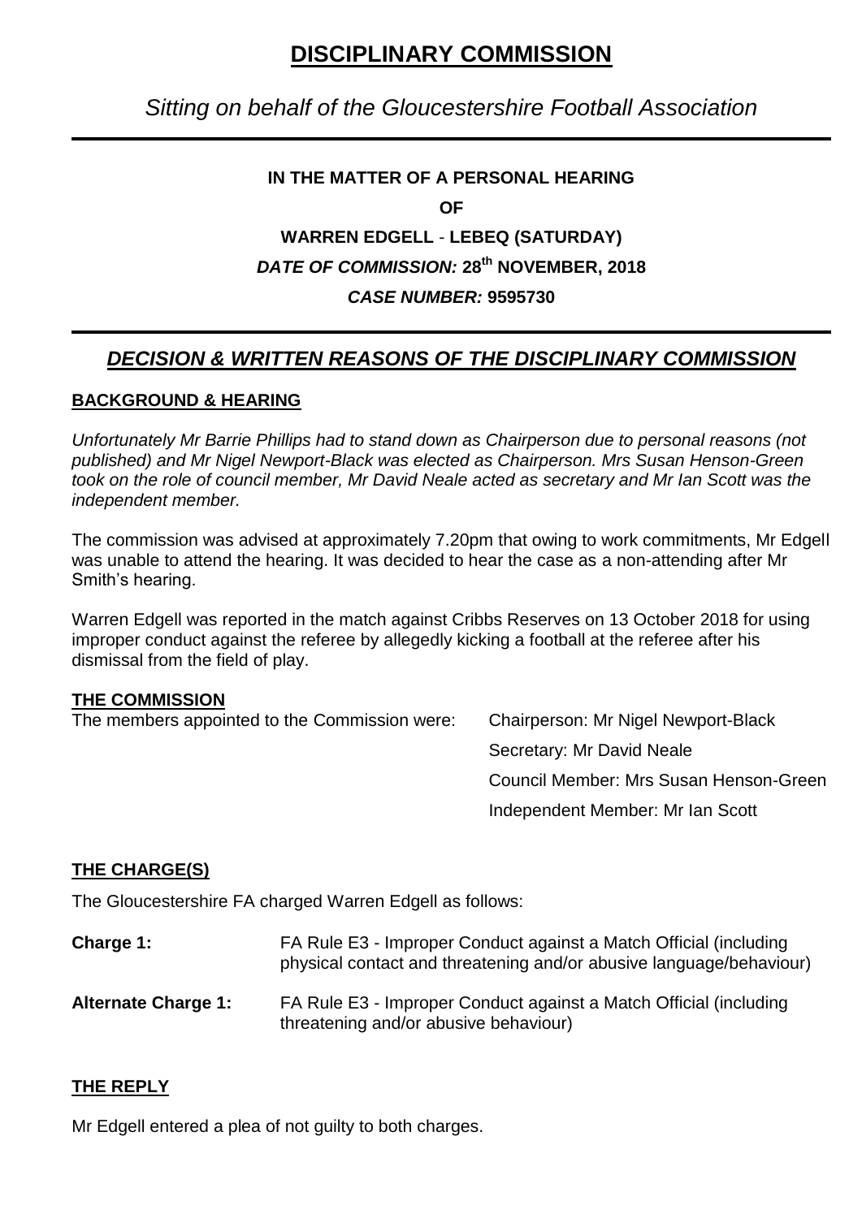# DISCIPLINARY COMMISSION

*Sitting on behalf of the Gloucestershire Football Association*

**IN THE MATTER OF A PERSONAL HEARING**

**OF**

**WARREN EDGELL - LEBEQ (SATURDAY)**

***DATE OF COMMISSION:* 28th NOVEMBER, 2018**

***CASE NUMBER:* 9595730**

## *DECISION & WRITTEN REASONS OF THE DISCIPLINARY COMMISSION*

### BACKGROUND & HEARING

*Unfortunately Mr Barrie Phillips had to stand down as Chairperson due to personal reasons (not published) and Mr Nigel Newport-Black was elected as Chairperson. Mrs Susan Henson-Green took on the role of council member, Mr David Neale acted as secretary and Mr Ian Scott was the independent member.*

The commission was advised at approximately 7.20pm that owing to work commitments, Mr Edgell was unable to attend the hearing. It was decided to hear the case as a non-attending after Mr Smith's hearing.

Warren Edgell was reported in the match against Cribbs Reserves on 13 October 2018 for using improper conduct against the referee by allegedly kicking a football at the referee after his dismissal from the field of play.

### THE COMMISSION

The members appointed to the Commission were:

- Chairperson: Mr Nigel Newport-Black
- Secretary: Mr David Neale
- Council Member: Mrs Susan Henson-Green
- Independent Member: Mr Ian Scott

### THE CHARGE(S)

The Gloucestershire FA charged Warren Edgell as follows:

**Charge 1:** FA Rule E3 - Improper Conduct against a Match Official (including physical contact and threatening and/or abusive language/behaviour)

**Alternate Charge 1:** FA Rule E3 - Improper Conduct against a Match Official (including threatening and/or abusive behaviour)

### THE REPLY

Mr Edgell entered a plea of not guilty to both charges.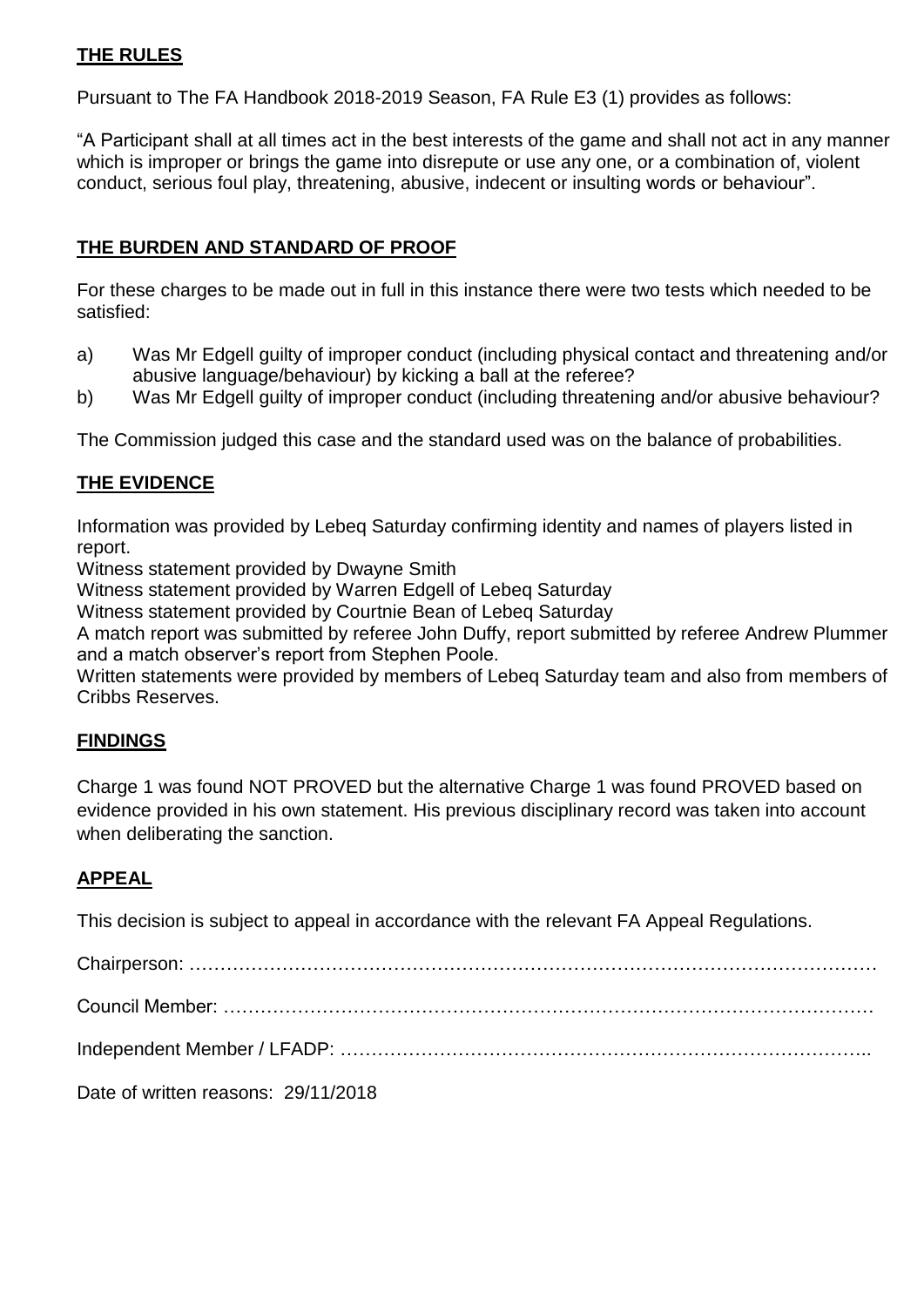## THE RULES

Pursuant to The FA Handbook 2018-2019 Season, FA Rule E3 (1) provides as follows:

"A Participant shall at all times act in the best interests of the game and shall not act in any manner which is improper or brings the game into disrepute or use any one, or a combination of, violent conduct, serious foul play, threatening, abusive, indecent or insulting words or behaviour".

## THE BURDEN AND STANDARD OF PROOF

For these charges to be made out in full in this instance there were two tests which needed to be satisfied:

a) Was Mr Edgell guilty of improper conduct (including physical contact and threatening and/or abusive language/behaviour) by kicking a ball at the referee?

b) Was Mr Edgell guilty of improper conduct (including threatening and/or abusive behaviour?

The Commission judged this case and the standard used was on the balance of probabilities.

## THE EVIDENCE

Information was provided by Lebeq Saturday confirming identity and names of players listed in report.

Witness statement provided by Dwayne Smith

Witness statement provided by Warren Edgell of Lebeq Saturday

Witness statement provided by Courtnie Bean of Lebeq Saturday

A match report was submitted by referee John Duffy, report submitted by referee Andrew Plummer and a match observer's report from Stephen Poole.

Written statements were provided by members of Lebeq Saturday team and also from members of Cribbs Reserves.

## FINDINGS

Charge 1 was found NOT PROVED but the alternative Charge 1 was found PROVED based on evidence provided in his own statement. His previous disciplinary record was taken into account when deliberating the sanction.

## APPEAL

This decision is subject to appeal in accordance with the relevant FA Appeal Regulations.

Chairperson: ………………………………………………………………………………………………

Council Member: ……………………………………………………………………………………

Independent Member / LFADP: ……………………………………………………………………..

Date of written reasons: 29/11/2018